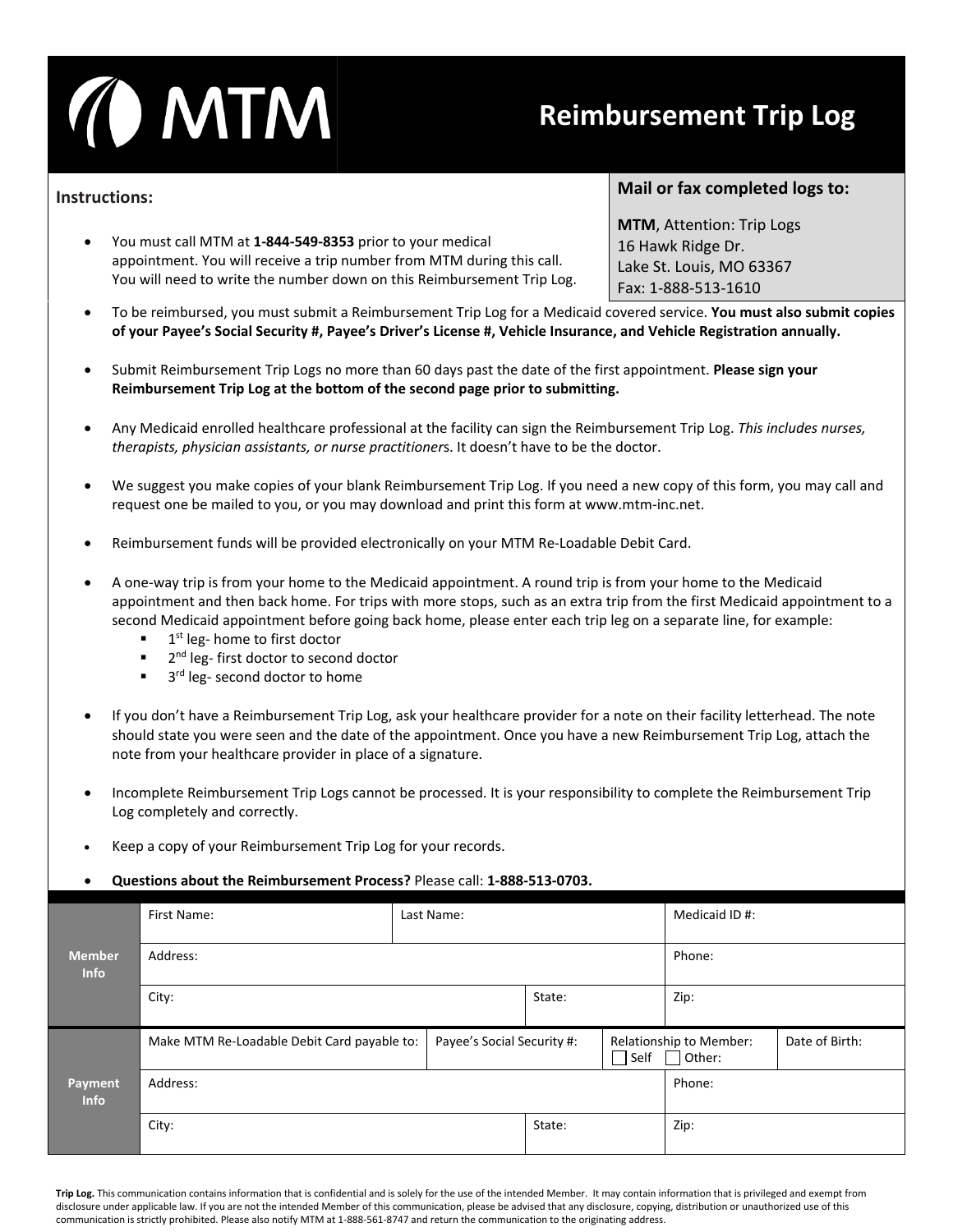# MTM

# Reimbursement Trip Log

**Mail or fax completed logs to:**

**MTM**, Attention: Trip Logs
16 Hawk Ridge Dr.
Lake St. Louis, MO 63367
Fax: 1-888-513-1610

## Instructions:

- You must call MTM at **1-844-549-8353** prior to your medical appointment. You will receive a trip number from MTM during this call. You will need to write the number down on this Reimbursement Trip Log.
- To be reimbursed, you must submit a Reimbursement Trip Log for a Medicaid covered service. **You must also submit copies of your Payee's Social Security #, Payee's Driver's License #, Vehicle Insurance, and Vehicle Registration annually.**
- Submit Reimbursement Trip Logs no more than 60 days past the date of the first appointment. **Please sign your Reimbursement Trip Log at the bottom of the second page prior to submitting.**
- Any Medicaid enrolled healthcare professional at the facility can sign the Reimbursement Trip Log. *This includes nurses, therapists, physician assistants, or nurse practitioner*s. It doesn't have to be the doctor.
- We suggest you make copies of your blank Reimbursement Trip Log. If you need a new copy of this form, you may call and request one be mailed to you, or you may download and print this form at www.mtm-inc.net.
- Reimbursement funds will be provided electronically on your MTM Re-Loadable Debit Card.
- A one-way trip is from your home to the Medicaid appointment. A round trip is from your home to the Medicaid appointment and then back home. For trips with more stops, such as an extra trip from the first Medicaid appointment to a second Medicaid appointment before going back home, please enter each trip leg on a separate line, for example:
  - 1st leg- home to first doctor
  - 2nd leg- first doctor to second doctor
  - 3rd leg- second doctor to home
- If you don't have a Reimbursement Trip Log, ask your healthcare provider for a note on their facility letterhead. The note should state you were seen and the date of the appointment. Once you have a new Reimbursement Trip Log, attach the note from your healthcare provider in place of a signature.
- Incomplete Reimbursement Trip Logs cannot be processed. It is your responsibility to complete the Reimbursement Trip Log completely and correctly.
- Keep a copy of your Reimbursement Trip Log for your records.
- **Questions about the Reimbursement Process?** Please call: **1-888-513-0703.**

| | | | | |
|---|---|---|---|---|
| **Member Info** | First Name: | Last Name: | | Medicaid ID #: |
| | Address: | | | Phone: |
| | City: | | State: | Zip: |

| | | | | |
|---|---|---|---|---|
| **Payment Info** | Make MTM Re-Loadable Debit Card payable to: | Payee's Social Security #: | Relationship to Member: ☐ Self ☐ Other: | Date of Birth: |
| | Address: | | Phone: | |
| | City: | State: | Zip: | |

**Trip Log.** This communication contains information that is confidential and is solely for the use of the intended Member. It may contain information that is privileged and exempt from disclosure under applicable law. If you are not the intended Member of this communication, please be advised that any disclosure, copying, distribution or unauthorized use of this communication is strictly prohibited. Please also notify MTM at 1-888-561-8747 and return the communication to the originating address.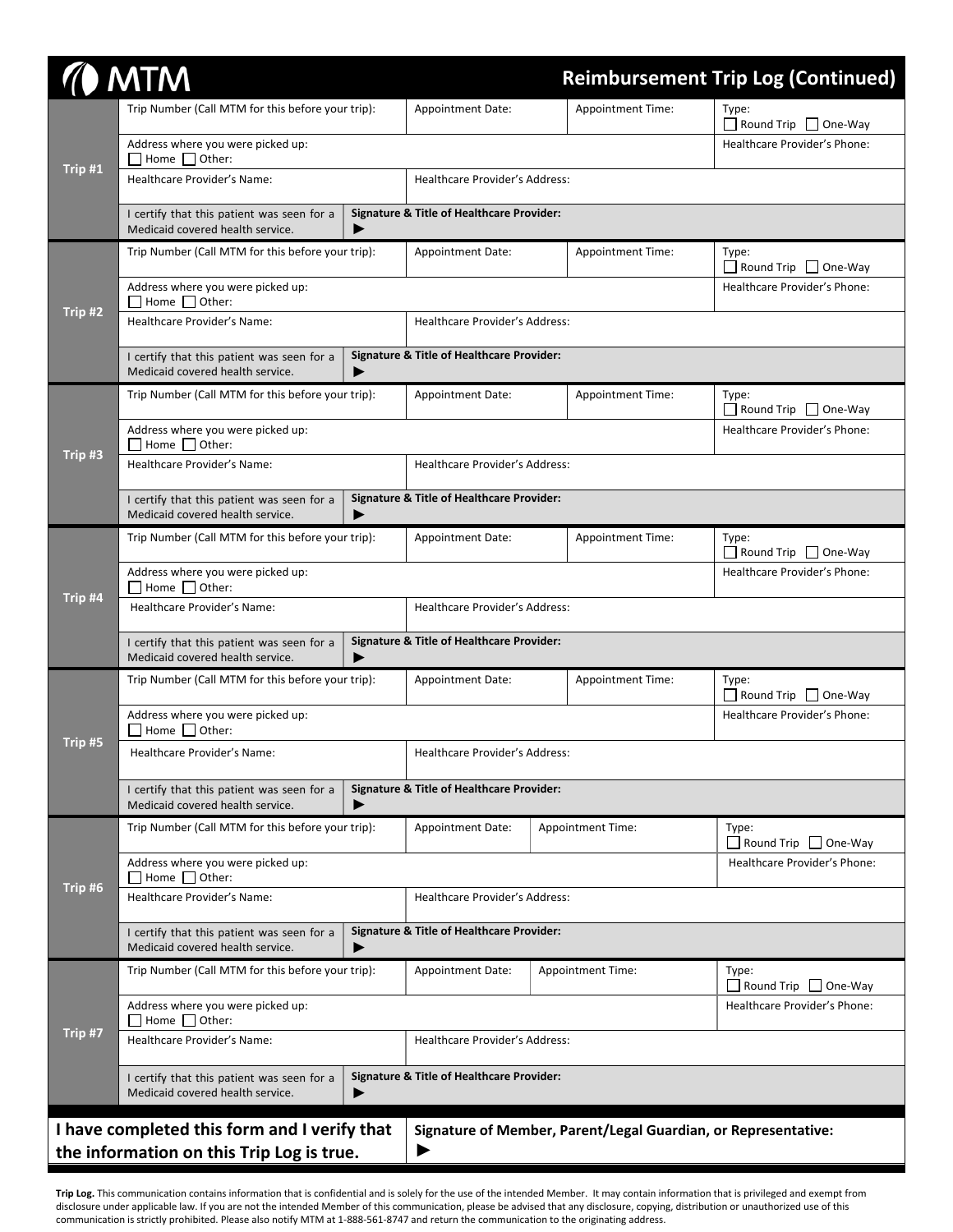# MTM

## Reimbursement Trip Log (Continued)

| | | | | |
|---|---|---|---|---|
| **Trip #1** | Trip Number (Call MTM for this before your trip): | Appointment Date: | Appointment Time: | Type: ☐ Round Trip ☐ One-Way |
| | Address where you were picked up: ☐ Home ☐ Other: | | | Healthcare Provider's Phone: |
| | Healthcare Provider's Name: | Healthcare Provider's Address: | | |
| | I certify that this patient was seen for a Medicaid covered health service. | **Signature & Title of Healthcare Provider:** ► | | |
| **Trip #2** | Trip Number (Call MTM for this before your trip): | Appointment Date: | Appointment Time: | Type: ☐ Round Trip ☐ One-Way |
| | Address where you were picked up: ☐ Home ☐ Other: | | | Healthcare Provider's Phone: |
| | Healthcare Provider's Name: | Healthcare Provider's Address: | | |
| | I certify that this patient was seen for a Medicaid covered health service. | **Signature & Title of Healthcare Provider:** ► | | |
| **Trip #3** | Trip Number (Call MTM for this before your trip): | Appointment Date: | Appointment Time: | Type: ☐ Round Trip ☐ One-Way |
| | Address where you were picked up: ☐ Home ☐ Other: | | | Healthcare Provider's Phone: |
| | Healthcare Provider's Name: | Healthcare Provider's Address: | | |
| | I certify that this patient was seen for a Medicaid covered health service. | **Signature & Title of Healthcare Provider:** ► | | |
| **Trip #4** | Trip Number (Call MTM for this before your trip): | Appointment Date: | Appointment Time: | Type: ☐ Round Trip ☐ One-Way |
| | Address where you were picked up: ☐ Home ☐ Other: | | | Healthcare Provider's Phone: |
| | Healthcare Provider's Name: | Healthcare Provider's Address: | | |
| | I certify that this patient was seen for a Medicaid covered health service. | **Signature & Title of Healthcare Provider:** ► | | |
| **Trip #5** | Trip Number (Call MTM for this before your trip): | Appointment Date: | Appointment Time: | Type: ☐ Round Trip ☐ One-Way |
| | Address where you were picked up: ☐ Home ☐ Other: | | | Healthcare Provider's Phone: |
| | Healthcare Provider's Name: | Healthcare Provider's Address: | | |
| | I certify that this patient was seen for a Medicaid covered health service. | **Signature & Title of Healthcare Provider:** ► | | |
| **Trip #6** | Trip Number (Call MTM for this before your trip): | Appointment Date: | Appointment Time: | Type: ☐ Round Trip ☐ One-Way |
| | Address where you were picked up: ☐ Home ☐ Other: | | | Healthcare Provider's Phone: |
| | Healthcare Provider's Name: | Healthcare Provider's Address: | | |
| | I certify that this patient was seen for a Medicaid covered health service. | **Signature & Title of Healthcare Provider:** ► | | |
| **Trip #7** | Trip Number (Call MTM for this before your trip): | Appointment Date: | Appointment Time: | Type: ☐ Round Trip ☐ One-Way |
| | Address where you were picked up: ☐ Home ☐ Other: | | | Healthcare Provider's Phone: |
| | Healthcare Provider's Name: | Healthcare Provider's Address: | | |
| | I certify that this patient was seen for a Medicaid covered health service. | **Signature & Title of Healthcare Provider:** ► | | |

| | |
|---|---|
| **I have completed this form and I verify that the information on this Trip Log is true.** | **Signature of Member, Parent/Legal Guardian, or Representative:** ► |

**Trip Log.** This communication contains information that is confidential and is solely for the use of the intended Member. It may contain information that is privileged and exempt from disclosure under applicable law. If you are not the intended Member of this communication, please be advised that any disclosure, copying, distribution or unauthorized use of this communication is strictly prohibited. Please also notify MTM at 1-888-561-8747 and return the communication to the originating address.